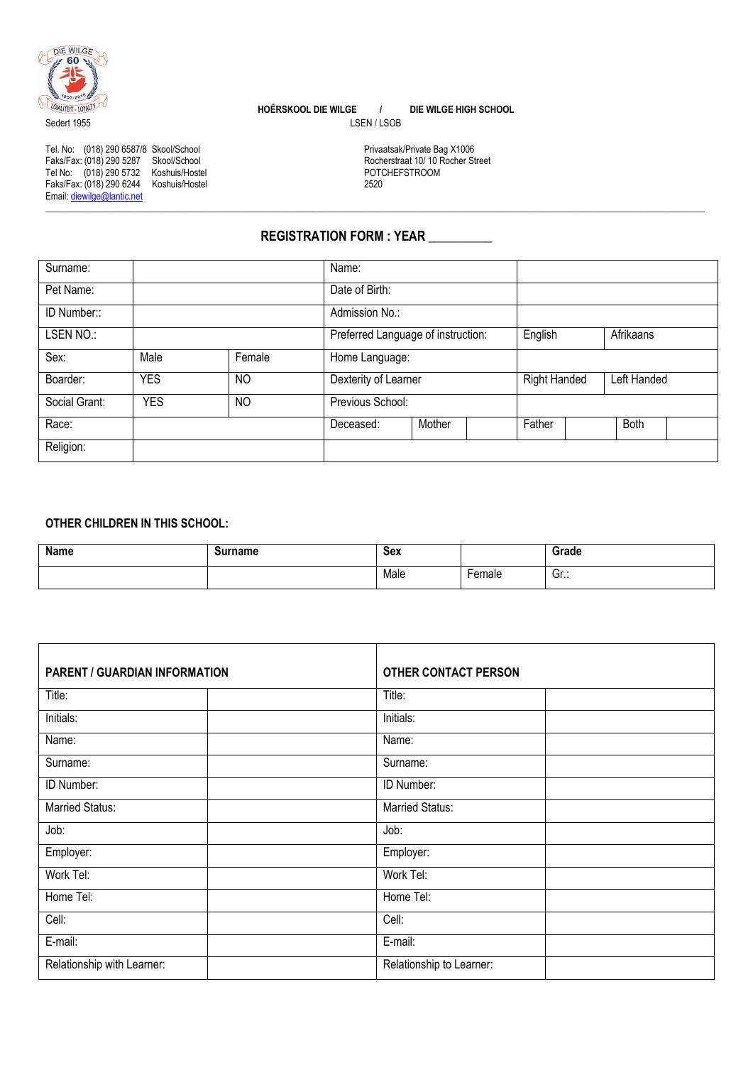Sedert 1955

**HOËRSKOOL DIE WILGE / DIE WILGE HIGH SCHOOL**
LSEN / LSOB

Tel. No: (018) 290 6587/8 Skool/School
Faks/Fax: (018) 290 5287 Skool/School
Tel No: (018) 290 5732 Koshuis/Hostel
Faks/Fax: (018) 290 6244 Koshuis/Hostel
Email: diewilge@lantic.net

Privaatsak/Private Bag X1006
Rocherstraat 10/ 10 Rocher Street
POTCHEFSTROOM
2520

## REGISTRATION FORM : YEAR __________

| Surname: | | | Name: | | | | | |
|---|---|---|---|---|---|---|---|---|
| Pet Name: | | | Date of Birth: | | | | | |
| ID Number:: | | | Admission No.: | | | | | |
| LSEN NO.: | | | Preferred Language of instruction: | | English | | Afrikaans | |
| Sex: | Male | Female | Home Language: | | | | | |
| Boarder: | YES | NO | Dexterity of Learner | | Right Handed | | Left Handed | |
| Social Grant: | YES | NO | Previous School: | | | | | |
| Race: | | | Deceased: | Mother | Father | | Both | |
| Religion: | | | | | | | | |

**OTHER CHILDREN IN THIS SCHOOL:**

| Name | Surname | Sex | | Grade |
|---|---|---|---|---|
| | | Male | Female | Gr.: |

| PARENT / GUARDIAN INFORMATION | | OTHER CONTACT PERSON | |
|---|---|---|---|
| Title: | | Title: | |
| Initials: | | Initials: | |
| Name: | | Name: | |
| Surname: | | Surname: | |
| ID Number: | | ID Number: | |
| Married Status: | | Married Status: | |
| Job: | | Job: | |
| Employer: | | Employer: | |
| Work Tel: | | Work Tel: | |
| Home Tel: | | Home Tel: | |
| Cell: | | Cell: | |
| E-mail: | | E-mail: | |
| Relationship with Learner: | | Relationship to Learner: | |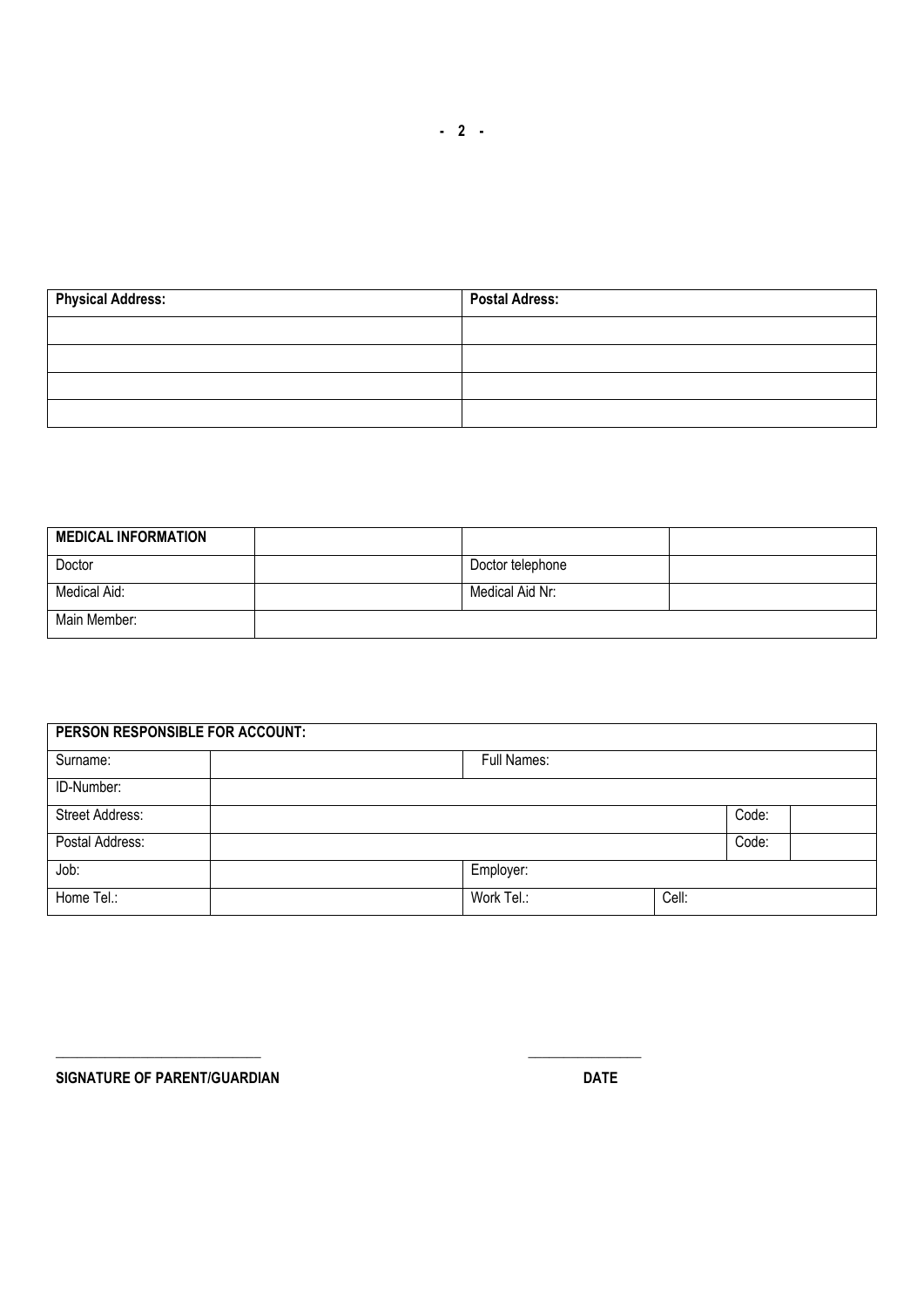| Physical Address: | Postal Adress: |
|---|---|
| | |
| | |
| | |
| | |

| MEDICAL INFORMATION | | | |
|---|---|---|---|
| Doctor | | Doctor telephone | |
| Medical Aid: | | Medical Aid Nr: | |
| Main Member: | | | |

| PERSON RESPONSIBLE FOR ACCOUNT: | | | | | |
|---|---|---|---|---|---|
| Surname: | | Full Names: | | | |
| ID-Number: | | | | | |
| Street Address: | | | | Code: | |
| Postal Address: | | | | Code: | |
| Job: | | Employer: | | | |
| Home Tel.: | | Work Tel.: | Cell: | | |

\_\_\_\_\_\_\_\_\_\_\_\_\_\_\_\_\_\_\_\_\_\_\_\_\_\_\_\_ \_\_\_\_\_\_\_\_\_\_\_\_\_\_\_\_

**SIGNATURE OF PARENT/GUARDIAN** **DATE**